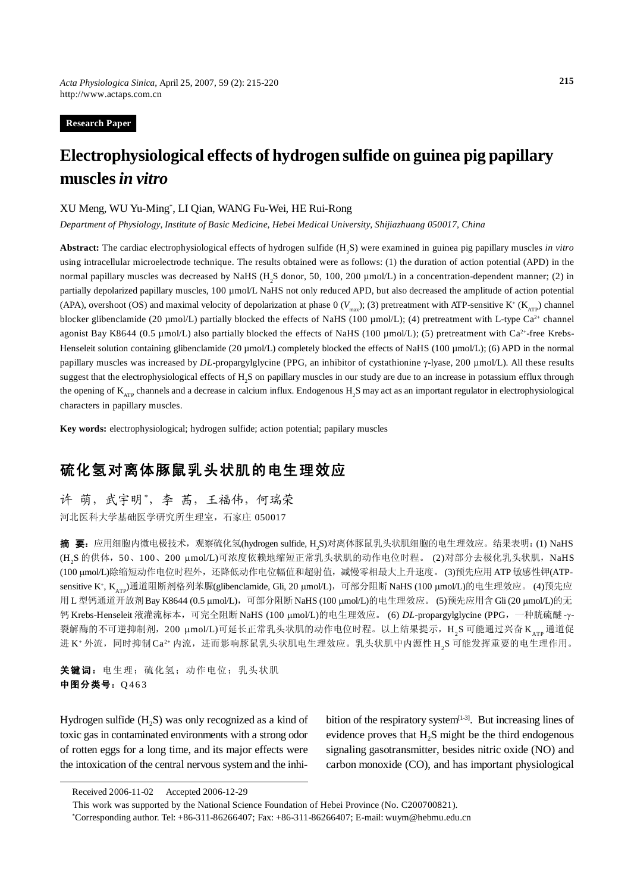**Research Paper**

# Electrophysiological effects of hydrogen sulfide on guinea pig papillary muscles *in vitro*

XU Meng, WU Yu-Ming*, LI Qian, WANG Fu-Wei, HE Rui-Rong

*Department of Physiology, Institute of Basic Medicine, Hebei Medical University, Shijiazhuang 050017, China*

**Abstract:** The cardiac electrophysiological effects of hydrogen sulfide ($H_2S$) were examined in guinea pig papillary muscles *in vitro* using intracellular microelectrode technique. The results obtained were as follows: (1) the duration of action potential (APD) in the normal papillary muscles was decreased by NaHS ($H_2S$ donor, 50, 100, 200 μmol/L) in a concentration-dependent manner; (2) in partially depolarized papillary muscles, 100 μmol/L NaHS not only reduced APD, but also decreased the amplitude of action potential (APA), overshoot (OS) and maximal velocity of depolarization at phase 0 ($V_{max}$); (3) pretreatment with ATP-sensitive $K^+$ ($K_{ATP}$) channel blocker glibenclamide (20 μmol/L) partially blocked the effects of NaHS (100 μmol/L); (4) pretreatment with L-type $Ca^{2+}$ channel agonist Bay K8644 (0.5 μmol/L) also partially blocked the effects of NaHS (100 μmol/L); (5) pretreatment with $Ca^{2+}$-free Krebs-Henseleit solution containing glibenclamide (20 μmol/L) completely blocked the effects of NaHS (100 μmol/L); (6) APD in the normal papillary muscles was increased by *DL*-propargylglycine (PPG, an inhibitor of cystathionine γ-lyase, 200 μmol/L). All these results suggest that the electrophysiological effects of $H_2S$ on papillary muscles in our study are due to an increase in potassium efflux through the opening of $K_{ATP}$ channels and a decrease in calcium influx. Endogenous $H_2S$ may act as an important regulator in electrophysiological characters in papillary muscles.

**Key words:** electrophysiological; hydrogen sulfide; action potential; papilary muscles

# 硫化氢对离体豚鼠乳头状肌的电生理效应

许 萌，武宇明*，李 茜，王福伟，何瑞荣

河北医科大学基础医学研究所生理室，石家庄 050017

**摘 要：**应用细胞内微电极技术，观察硫化氢(hydrogen sulfide, $H_2S$)对离体豚鼠乳头状肌细胞的电生理效应。结果表明：(1) NaHS ($H_2S$ 的供体，50、100、200 μmol/L)可浓度依赖地缩短正常乳头状肌的动作电位时程。 (2)对部分去极化乳头状肌，NaHS (100 μmol/L)除缩短动作电位时程外，还降低动作电位幅值和超射值，减慢零相最大上升速度。 (3)预先应用 ATP 敏感性钾(ATP-sensitive $K^+$, $K_{ATP}$)通道阻断剂格列苯脲(glibenclamide, Gli, 20 μmol/L)，可部分阻断 NaHS (100 μmol/L)的电生理效应。 (4)预先应用 L 型钙通道开放剂 Bay K8644 (0.5 μmol/L)，可部分阻断 NaHS (100 μmol/L)的电生理效应。 (5)预先应用含 Gli (20 μmol/L)的无钙 Krebs-Henseleit 液灌流标本，可完全阻断 NaHS (100 μmol/L)的电生理效应。 (6) *DL*-propargylglycine (PPG，一种胱硫醚-γ-裂解酶的不可逆抑制剂，200 μmol/L)可延长正常乳头状肌的动作电位时程。以上结果提示，$H_2S$ 可能通过兴奋 $K_{ATP}$ 通道促进 $K^+$ 外流，同时抑制 $Ca^{2+}$ 内流，进而影响豚鼠乳头状肌电生理效应。乳头状肌中内源性 $H_2S$ 可能发挥重要的电生理作用。

**关键词：**电生理；硫化氢；动作电位；乳头状肌

**中图分类号：**Q463

Hydrogen sulfide ($H_2S$) was only recognized as a kind of toxic gas in contaminated environments with a strong odor of rotten eggs for a long time, and its major effects were the intoxication of the central nervous system and the inhibition of the respiratory system[1-3]. But increasing lines of evidence proves that $H_2S$ might be the third endogenous signaling gasotransmitter, besides nitric oxide (NO) and carbon monoxide (CO), and has important physiological

Received 2006-11-02 Accepted 2006-12-29

This work was supported by the National Science Foundation of Hebei Province (No. C200700821).

*Corresponding author. Tel: +86-311-86266407; Fax: +86-311-86266407; E-mail: wuym@hebmu.edu.cn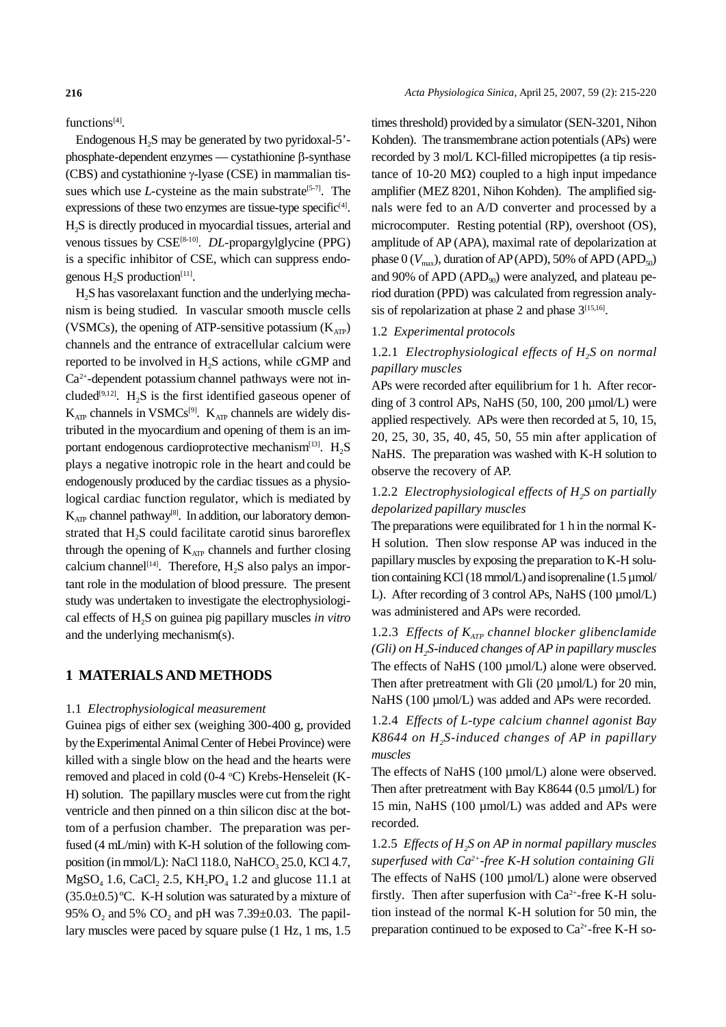functions[4].

Endogenous $H_2S$ may be generated by two pyridoxal-5'-phosphate-dependent enzymes — cystathionine β-synthase (CBS) and cystathionine γ-lyase (CSE) in mammalian tissues which use *L*-cysteine as the main substrate[5-7]. The expressions of these two enzymes are tissue-type specific[4]. $H_2S$ is directly produced in myocardial tissues, arterial and venous tissues by CSE[8-10]. *DL*-propargylglycine (PPG) is a specific inhibitor of CSE, which can suppress endogenous $H_2S$ production[11].

$H_2S$ has vasorelaxant function and the underlying mechanism is being studied. In vascular smooth muscle cells (VSMCs), the opening of ATP-sensitive potassium ($K_{ATP}$) channels and the entrance of extracellular calcium were reported to be involved in $H_2S$ actions, while cGMP and $Ca^{2+}$-dependent potassium channel pathways were not included[9,12]. $H_2S$ is the first identified gaseous opener of $K_{ATP}$ channels in VSMCs[9]. $K_{ATP}$ channels are widely distributed in the myocardium and opening of them is an important endogenous cardioprotective mechanism[13]. $H_2S$ plays a negative inotropic role in the heart and could be endogenously produced by the cardiac tissues as a physiological cardiac function regulator, which is mediated by $K_{ATP}$ channel pathway[8]. In addition, our laboratory demonstrated that $H_2S$ could facilitate carotid sinus baroreflex through the opening of $K_{ATP}$ channels and further closing calcium channel[14]. Therefore, $H_2S$ also palys an important role in the modulation of blood pressure. The present study was undertaken to investigate the electrophysiological effects of $H_2S$ on guinea pig papillary muscles *in vitro* and the underlying mechanism(s).

## 1 MATERIALS AND METHODS

### 1.1 *Electrophysiological measurement*

Guinea pigs of either sex (weighing 300-400 g, provided by the Experimental Animal Center of Hebei Province) were killed with a single blow on the head and the hearts were removed and placed in cold (0-4 °C) Krebs-Henseleit (K-H) solution. The papillary muscles were cut from the right ventricle and then pinned on a thin silicon disc at the bottom of a perfusion chamber. The preparation was perfused (4 mL/min) with K-H solution of the following composition (in mmol/L): NaCl 118.0, $NaHCO_3$ 25.0, KCl 4.7, $MgSO_4$ 1.6, $CaCl_2$ 2.5, $KH_2PO_4$ 1.2 and glucose 11.1 at (35.0±0.5) °C. K-H solution was saturated by a mixture of 95% $O_2$ and 5% $CO_2$ and pH was 7.39±0.03. The papillary muscles were paced by square pulse (1 Hz, 1 ms, 1.5 times threshold) provided by a simulator (SEN-3201, Nihon Kohden). The transmembrane action potentials (APs) were recorded by 3 mol/L KCl-filled micropipettes (a tip resistance of 10-20 MΩ) coupled to a high input impedance amplifier (MEZ 8201, Nihon Kohden). The amplified signals were fed to an A/D converter and processed by a microcomputer. Resting potential (RP), overshoot (OS), amplitude of AP (APA), maximal rate of depolarization at phase 0 ($V_{max}$), duration of AP (APD), 50% of APD ($APD_{50}$) and 90% of APD ($APD_{90}$) were analyzed, and plateau period duration (PPD) was calculated from regression analysis of repolarization at phase 2 and phase 3[15,16].

### 1.2 *Experimental protocols*

#### 1.2.1 *Electrophysiological effects of $H_2S$ on normal papillary muscles*

APs were recorded after equilibrium for 1 h. After recording of 3 control APs, NaHS (50, 100, 200 μmol/L) were applied respectively. APs were then recorded at 5, 10, 15, 20, 25, 30, 35, 40, 45, 50, 55 min after application of NaHS. The preparation was washed with K-H solution to observe the recovery of AP.

#### 1.2.2 *Electrophysiological effects of $H_2S$ on partially depolarized papillary muscles*

The preparations were equilibrated for 1 h in the normal K-H solution. Then slow response AP was induced in the papillary muscles by exposing the preparation to K-H solution containing KCl (18 mmol/L) and isoprenaline (1.5 μmol/L). After recording of 3 control APs, NaHS (100 μmol/L) was administered and APs were recorded.

#### 1.2.3 *Effects of $K_{ATP}$ channel blocker glibenclamide (Gli) on $H_2S$-induced changes of AP in papillary muscles*

The effects of NaHS (100 μmol/L) alone were observed. Then after pretreatment with Gli (20 μmol/L) for 20 min, NaHS (100 μmol/L) was added and APs were recorded.

#### 1.2.4 *Effects of L-type calcium channel agonist Bay K8644 on $H_2S$-induced changes of AP in papillary muscles*

The effects of NaHS (100 μmol/L) alone were observed. Then after pretreatment with Bay K8644 (0.5 μmol/L) for 15 min, NaHS (100 μmol/L) was added and APs were recorded.

#### 1.2.5 *Effects of $H_2S$ on AP in normal papillary muscles superfused with $Ca^{2+}$-free K-H solution containing Gli*

The effects of NaHS (100 μmol/L) alone were observed firstly. Then after superfusion with $Ca^{2+}$-free K-H solution instead of the normal K-H solution for 50 min, the preparation continued to be exposed to $Ca^{2+}$-free K-H so-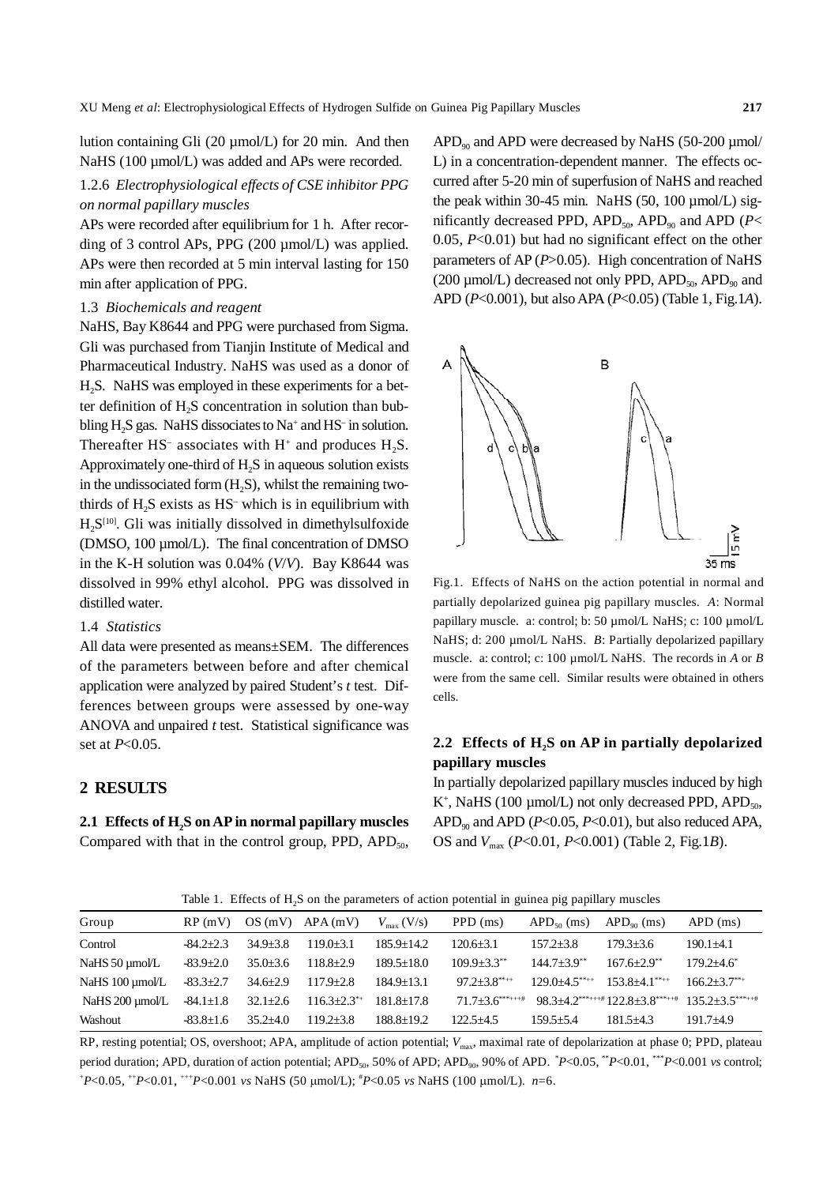lution containing Gli (20 μmol/L) for 20 min. And then NaHS (100 μmol/L) was added and APs were recorded.

1.2.6 *Electrophysiological effects of CSE inhibitor PPG on normal papillary muscles*

APs were recorded after equilibrium for 1 h. After recording of 3 control APs, PPG (200 μmol/L) was applied. APs were then recorded at 5 min interval lasting for 150 min after application of PPG.

1.3 *Biochemicals and reagent*

NaHS, Bay K8644 and PPG were purchased from Sigma. Gli was purchased from Tianjin Institute of Medical and Pharmaceutical Industry. NaHS was used as a donor of $H_2S$. NaHS was employed in these experiments for a better definition of $H_2S$ concentration in solution than bubbling $H_2S$ gas. NaHS dissociates to $Na^+$ and $HS^-$ in solution. Thereafter $HS^-$ associates with $H^+$ and produces $H_2S$. Approximately one-third of $H_2S$ in aqueous solution exists in the undissociated form ($H_2S$), whilst the remaining two-thirds of $H_2S$ exists as $HS^-$ which is in equilibrium with $H_2S$[10]. Gli was initially dissolved in dimethylsulfoxide (DMSO, 100 μmol/L). The final concentration of DMSO in the K-H solution was 0.04% (*V*/*V*). Bay K8644 was dissolved in 99% ethyl alcohol. PPG was dissolved in distilled water.

1.4 *Statistics*

All data were presented as means±SEM. The differences of the parameters between before and after chemical application were analyzed by paired Student's *t* test. Differences between groups were assessed by one-way ANOVA and unpaired *t* test. Statistical significance was set at $P<0.05$.

## 2 RESULTS

### 2.1 Effects of $H_2S$ on AP in normal papillary muscles

Compared with that in the control group, PPD, $APD_{50}$, $APD_{90}$ and APD were decreased by NaHS (50-200 μmol/L) in a concentration-dependent manner. The effects occurred after 5-20 min of superfusion of NaHS and reached the peak within 30-45 min. NaHS (50, 100 μmol/L) significantly decreased PPD, $APD_{50}$, $APD_{90}$ and APD ($P<0.05$, $P<0.01$) but had no significant effect on the other parameters of AP ($P>0.05$). High concentration of NaHS (200 μmol/L) decreased not only PPD, $APD_{50}$, $APD_{90}$ and APD ($P<0.001$), but also APA ($P<0.05$) (Table 1, Fig.1*A*).

Fig.1. Effects of NaHS on the action potential in normal and partially depolarized guinea pig papillary muscles. *A*: Normal papillary muscle. a: control; b: 50 μmol/L NaHS; c: 100 μmol/L NaHS; d: 200 μmol/L NaHS. *B*: Partially depolarized papillary muscle. a: control; c: 100 μmol/L NaHS. The records in *A* or *B* were from the same cell. Similar results were obtained in others cells.

### 2.2 Effects of $H_2S$ on AP in partially depolarized papillary muscles

In partially depolarized papillary muscles induced by high $K^+$, NaHS (100 μmol/L) not only decreased PPD, $APD_{50}$, $APD_{90}$ and APD ($P<0.05$, $P<0.01$), but also reduced APA, OS and $V_{max}$ ($P<0.01$, $P<0.001$) (Table 2, Fig.1*B*).

Table 1. Effects of $H_2S$ on the parameters of action potential in guinea pig papillary muscles

| Group | RP (mV) | OS (mV) | APA (mV) | $V_{max}$ (V/s) | PPD (ms) | $APD_{50}$ (ms) | $APD_{90}$ (ms) | APD (ms) |
|---|---|---|---|---|---|---|---|---|
| Control | -84.2±2.3 | 34.9±3.8 | 119.0±3.1 | 185.9±14.2 | 120.6±3.1 | 157.2±3.8 | 179.3±3.6 | 190.1±4.1 |
| NaHS 50 μmol/L | -83.9±2.0 | 35.0±3.6 | 118.8±2.9 | 189.5±18.0 | 109.9±3.3** | 144.7±3.9** | 167.6±2.9** | 179.2±4.6* |
| NaHS 100 μmol/L | -83.3±2.7 | 34.6±2.9 | 117.9±2.8 | 184.9±13.1 | 97.2±3.8**++ | 129.0±4.5**++ | 153.8±4.1**++ | 166.2±3.7**+ |
| NaHS 200 μmol/L | -84.1±1.8 | 32.1±2.6 | 116.3±2.3*+ | 181.8±17.8 | 71.7±3.6***+++# | 98.3±4.2***+++# | 122.8±3.8***+++# | 135.2±3.5***++# |
| Washout | -83.8±1.6 | 35.2±4.0 | 119.2±3.8 | 188.8±19.2 | 122.5±4.5 | 159.5±5.4 | 181.5±4.3 | 191.7±4.9 |

RP, resting potential; OS, overshoot; APA, amplitude of action potential; $V_{max}$, maximal rate of depolarization at phase 0; PPD, plateau period duration; APD, duration of action potential; $APD_{50}$, 50% of APD; $APD_{90}$, 90% of APD. *$P<0.05$, **$P<0.01$, ***$P<0.001$ *vs* control; +$P<0.05$, ++$P<0.01$, +++$P<0.001$ *vs* NaHS (50 μmol/L); #$P<0.05$ *vs* NaHS (100 μmol/L). *n*=6.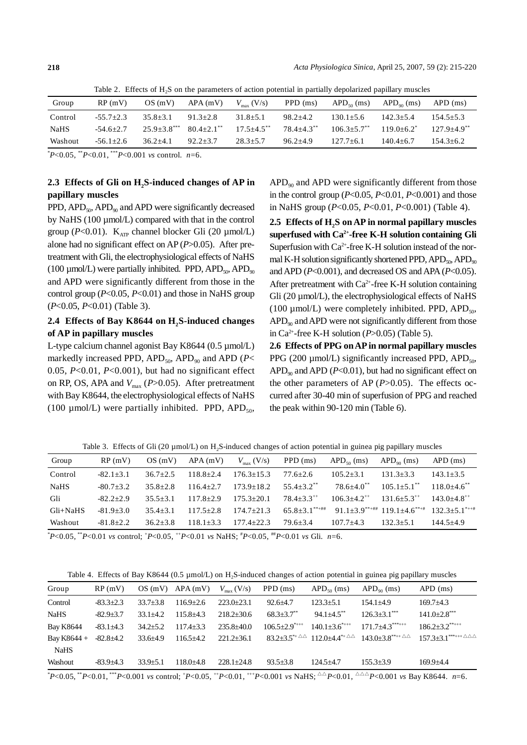Table 2. Effects of $H_2S$ on the parameters of action potential in partially depolarized papillary muscles

| Group | RP (mV) | OS (mV) | APA (mV) | $V_{max}$ (V/s) | PPD (ms) | $APD_{50}$ (ms) | $APD_{90}$ (ms) | APD (ms) |
|---|---|---|---|---|---|---|---|---|
| Control | -55.7±2.3 | 35.8±3.1 | 91.3±2.8 | 31.8±5.1 | 98.2±4.2 | 130.1±5.6 | 142.3±5.4 | 154.5±5.3 |
| NaHS | -54.6±2.7 | 25.9±3.8*** | 80.4±2.1** | 17.5±4.5** | 78.4±4.3** | 106.3±5.7** | 119.0±6.2* | 127.9±4.9** |
| Washout | -56.1±2.6 | 36.2±4.1 | 92.2±3.7 | 28.3±5.7 | 96.2±4.9 | 127.7±6.1 | 140.4±6.7 | 154.3±6.2 |

*$P$<0.05, **$P$<0.01, ***$P$<0.001 *vs* control. $n$=6.

### 2.3 Effects of Gli on $H_2S$-induced changes of AP in papillary muscles

PPD, $APD_{50}$, $APD_{90}$ and APD were significantly decreased by NaHS (100 µmol/L) compared with that in the control group ($P$<0.01). $K_{ATP}$ channel blocker Gli (20 µmol/L) alone had no significant effect on AP ($P$>0.05). After pretreatment with Gli, the electrophysiological effects of NaHS (100 µmol/L) were partially inhibited. PPD, $APD_{50}$, $APD_{90}$ and APD were significantly different from those in the control group ($P$<0.05, $P$<0.01) and those in NaHS group ($P$<0.05, $P$<0.01) (Table 3).

### 2.4 Effects of Bay K8644 on $H_2S$-induced changes of AP in papillary muscles

L-type calcium channel agonist Bay K8644 (0.5 µmol/L) markedly increased PPD, $APD_{50}$, $APD_{90}$ and APD ($P$< 0.05, $P$<0.01, $P$<0.001), but had no significant effect on RP, OS, APA and $V_{max}$ ($P$>0.05). After pretreatment with Bay K8644, the electrophysiological effects of NaHS (100 µmol/L) were partially inhibited. PPD, $APD_{50}$, $APD_{90}$ and APD were significantly different from those in the control group ($P$<0.05, $P$<0.01, $P$<0.001) and those in NaHS group ($P$<0.05, $P$<0.01, $P$<0.001) (Table 4).

### 2.5 Effects of $H_2S$ on AP in normal papillary muscles superfused with $Ca^{2+}$-free K-H solution containing Gli

Superfusion with $Ca^{2+}$-free K-H solution instead of the normal K-H solution significantly shortened PPD, $APD_{50}$, $APD_{90}$ and APD ($P$<0.001), and decreased OS and APA ($P$<0.05). After pretreatment with $Ca^{2+}$-free K-H solution containing Gli (20 µmol/L), the electrophysiological effects of NaHS (100 µmol/L) were completely inhibited. PPD, $APD_{50}$, $APD_{90}$ and APD were not significantly different from those in $Ca^{2+}$-free K-H solution ($P$>0.05) (Table 5).

### 2.6 Effects of PPG on AP in normal papillary muscles

PPG (200 µmol/L) significantly increased PPD, $APD_{50}$, $APD_{90}$ and APD ($P$<0.01), but had no significant effect on the other parameters of AP ($P$>0.05). The effects occurred after 30-40 min of superfusion of PPG and reached the peak within 90-120 min (Table 6).

Table 3. Effects of Gli (20 µmol/L) on $H_2S$-induced changes of action potential in guinea pig papillary muscles

| Group | RP (mV) | OS (mV) | APA (mV) | $V_{max}$ (V/s) | PPD (ms) | $APD_{50}$ (ms) | $APD_{90}$ (ms) | APD (ms) |
|---|---|---|---|---|---|---|---|---|
| Control | -82.1±3.1 | 36.7±2.5 | 118.8±2.4 | 176.3±15.3 | 77.6±2.6 | 105.2±3.1 | 131.3±3.3 | 143.1±3.5 |
| NaHS | -80.7±3.2 | 35.8±2.8 | 116.4±2.7 | 173.9±18.2 | 55.4±3.2** | 78.6±4.0** | 105.1±5.1** | 118.0±4.6** |
| Gli | -82.2±2.9 | 35.5±3.1 | 117.8±2.9 | 175.3±20.1 | 78.4±3.3++ | 106.3±4.2++ | 131.6±5.3++ | 143.0±4.8++ |
| Gli+NaHS | -81.9±3.0 | 35.4±3.1 | 117.5±2.8 | 174.7±21.3 | 65.8±3.1**+## | 91.1±3.9**+## | 119.1±4.6**+# | 132.3±5.1*++# |
| Washout | -81.8±2.2 | 36.2±3.8 | 118.1±3.3 | 177.4±22.3 | 79.6±3.4 | 107.7±4.3 | 132.3±5.1 | 144.5±4.9 |

*$P$<0.05, **$P$<0.01 *vs* control; +$P$<0.05, ++$P$<0.01 *vs* NaHS; #$P$<0.05, ##$P$<0.01 *vs* Gli. $n$=6.

Table 4. Effects of Bay K8644 (0.5 µmol/L) on $H_2S$-induced changes of action potential in guinea pig papillary muscles

| Group | RP (mV) | OS (mV) | APA (mV) | $V_{max}$ (V/s) | PPD (ms) | $APD_{50}$ (ms) | $APD_{90}$ (ms) | APD (ms) |
|---|---|---|---|---|---|---|---|---|
| Control | -83.3±2.3 | 33.7±3.8 | 116.9±2.6 | 223.0±23.1 | 92.6±4.7 | 123.3±5.1 | 154.1±4.9 | 169.7±4.3 |
| NaHS | -82.9±3.7 | 33.1±4.2 | 115.8±4.3 | 218.2±30.6 | 68.3±3.7** | 94.1±4.5** | 126.3±3.1*** | 141.0±2.8*** |
| Bay K8644 | -83.1±4.3 | 34.2±5.2 | 117.4±3.3 | 235.8±40.0 | 106.5±2.9*+++ | 140.1±3.6*+++ | 171.7±4.3***+++ | 186.2±3.2**+++ |
| Bay K8644 + NaHS | -82.8±4.2 | 33.6±4.9 | 116.5±4.2 | 221.2±36.1 | 83.2±3.5*+△△ | 112.0±4.4*+△△ | 143.0±3.8**++△△ | 157.3±3.1***+++△△△ |
| Washout | -83.9±4.3 | 33.9±5.1 | 118.0±4.8 | 228.1±24.8 | 93.5±3.8 | 124.5±4.7 | 155.3±3.9 | 169.9±4.4 |

*$P$<0.05, **$P$<0.01, ***$P$<0.001 *vs* control; +$P$<0.05, ++$P$<0.01, +++$P$<0.001 *vs* NaHS; △△$P$<0.01, △△△$P$<0.001 *vs* Bay K8644. $n$=6.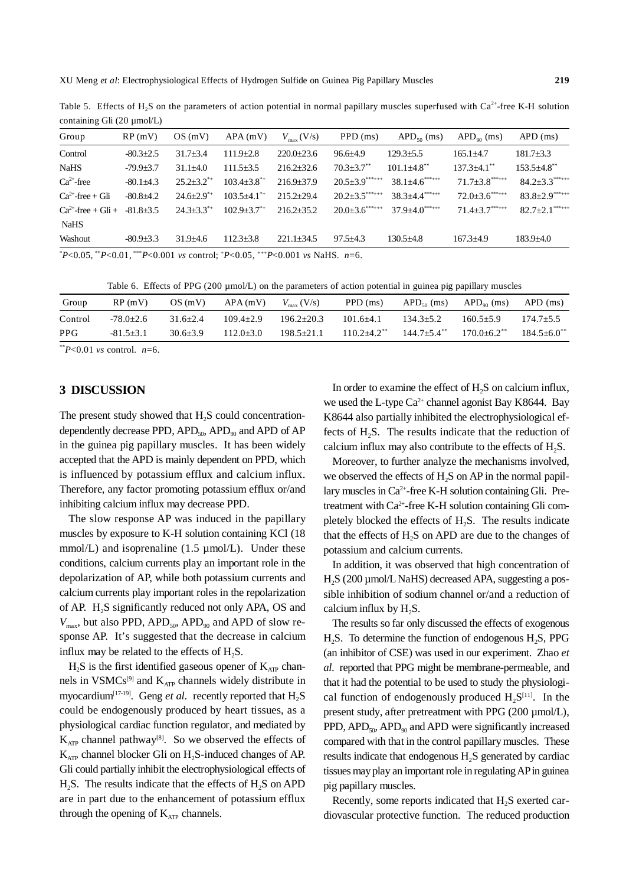Table 5. Effects of $H_2S$ on the parameters of action potential in normal papillary muscles superfused with $Ca^{2+}$-free K-H solution containing Gli (20 μmol/L)

| Group | RP (mV) | OS (mV) | APA (mV) | $V_{max}$ (V/s) | PPD (ms) | $APD_{50}$ (ms) | $APD_{90}$ (ms) | APD (ms) |
|---|---|---|---|---|---|---|---|---|
| Control | -80.3±2.5 | 31.7±3.4 | 111.9±2.8 | 220.0±23.6 | 96.6±4.9 | 129.3±5.5 | 165.1±4.7 | 181.7±3.3 |
| NaHS | -79.9±3.7 | 31.1±4.0 | 111.5±3.5 | 216.2±32.6 | 70.3±3.7** | 101.1±4.8** | 137.3±4.1** | 153.5±4.8** |
| $Ca^{2+}$-free | -80.1±4.3 | 25.2±3.2*+ | 103.4±3.8*+ | 216.9±37.9 | 20.5±3.9***+++ | 38.1±4.6***+++ | 71.7±3.8***+++ | 84.2±3.3***+++ |
| $Ca^{2+}$-free + Gli | -80.8±4.2 | 24.6±2.9*+ | 103.5±4.1*+ | 215.2±29.4 | 20.2±3.5***+++ | 38.3±4.4***+++ | 72.0±3.6***+++ | 83.8±2.9***+++ |
| $Ca^{2+}$-free + Gli + NaHS | -81.8±3.5 | 24.3±3.3*+ | 102.9±3.7*+ | 216.2±35.2 | 20.0±3.6***+++ | 37.9±4.0***+++ | 71.4±3.7***+++ | 82.7±2.1***+++ |
| Washout | -80.9±3.3 | 31.9±4.6 | 112.3±3.8 | 221.1±34.5 | 97.5±4.3 | 130.5±4.8 | 167.3±4.9 | 183.9±4.0 |

*$P<0.05$, **$P<0.01$, ***$P<0.001$ *vs* control; +$P<0.05$, +++$P<0.001$ *vs* NaHS. $n=6$.

Table 6. Effects of PPG (200 μmol/L) on the parameters of action potential in guinea pig papillary muscles

| Group | RP (mV) | OS (mV) | APA (mV) | $V_{max}$ (V/s) | PPD (ms) | $APD_{50}$ (ms) | $APD_{90}$ (ms) | APD (ms) |
|---|---|---|---|---|---|---|---|---|
| Control | -78.0±2.6 | 31.6±2.4 | 109.4±2.9 | 196.2±20.3 | 101.6±4.1 | 134.3±5.2 | 160.5±5.9 | 174.7±5.5 |
| PPG | -81.5±3.1 | 30.6±3.9 | 112.0±3.0 | 198.5±21.1 | 110.2±4.2** | 144.7±5.4** | 170.0±6.2** | 184.5±6.0** |

**$P<0.01$ *vs* control. $n=6$.

## 3 DISCUSSION

The present study showed that $H_2S$ could concentration-dependently decrease PPD, $APD_{50}$, $APD_{90}$ and APD of AP in the guinea pig papillary muscles. It has been widely accepted that the APD is mainly dependent on PPD, which is influenced by potassium efflux and calcium influx. Therefore, any factor promoting potassium efflux or/and inhibiting calcium influx may decrease PPD.

The slow response AP was induced in the papillary muscles by exposure to K-H solution containing KCl (18 mmol/L) and isoprenaline (1.5 μmol/L). Under these conditions, calcium currents play an important role in the depolarization of AP, while both potassium currents and calcium currents play important roles in the repolarization of AP. $H_2S$ significantly reduced not only APA, OS and $V_{max}$, but also PPD, $APD_{50}$, $APD_{90}$ and APD of slow response AP. It's suggested that the decrease in calcium influx may be related to the effects of $H_2S$.

$H_2S$ is the first identified gaseous opener of $K_{ATP}$ channels in VSMCs[9] and $K_{ATP}$ channels widely distribute in myocardium[17-19]. Geng *et al.* recently reported that $H_2S$ could be endogenously produced by heart tissues, as a physiological cardiac function regulator, and mediated by $K_{ATP}$ channel pathway[8]. So we observed the effects of $K_{ATP}$ channel blocker Gli on $H_2S$-induced changes of AP. Gli could partially inhibit the electrophysiological effects of $H_2S$. The results indicate that the effects of $H_2S$ on APD are in part due to the enhancement of potassium efflux through the opening of $K_{ATP}$ channels.

In order to examine the effect of $H_2S$ on calcium influx, we used the L-type $Ca^{2+}$ channel agonist Bay K8644. Bay K8644 also partially inhibited the electrophysiological effects of $H_2S$. The results indicate that the reduction of calcium influx may also contribute to the effects of $H_2S$.

Moreover, to further analyze the mechanisms involved, we observed the effects of $H_2S$ on AP in the normal papillary muscles in $Ca^{2+}$-free K-H solution containing Gli. Pretreatment with $Ca^{2+}$-free K-H solution containing Gli completely blocked the effects of $H_2S$. The results indicate that the effects of $H_2S$ on APD are due to the changes of potassium and calcium currents.

In addition, it was observed that high concentration of $H_2S$ (200 μmol/L NaHS) decreased APA, suggesting a possible inhibition of sodium channel or/and a reduction of calcium influx by $H_2S$.

The results so far only discussed the effects of exogenous $H_2S$. To determine the function of endogenous $H_2S$, PPG (an inhibitor of CSE) was used in our experiment. Zhao *et al.* reported that PPG might be membrane-permeable, and that it had the potential to be used to study the physiological function of endogenously produced $H_2S$[11]. In the present study, after pretreatment with PPG (200 μmol/L), PPD, $APD_{50}$, $APD_{90}$ and APD were significantly increased compared with that in the control papillary muscles. These results indicate that endogenous $H_2S$ generated by cardiac tissues may play an important role in regulating AP in guinea pig papillary muscles.

Recently, some reports indicated that $H_2S$ exerted cardiovascular protective function. The reduced production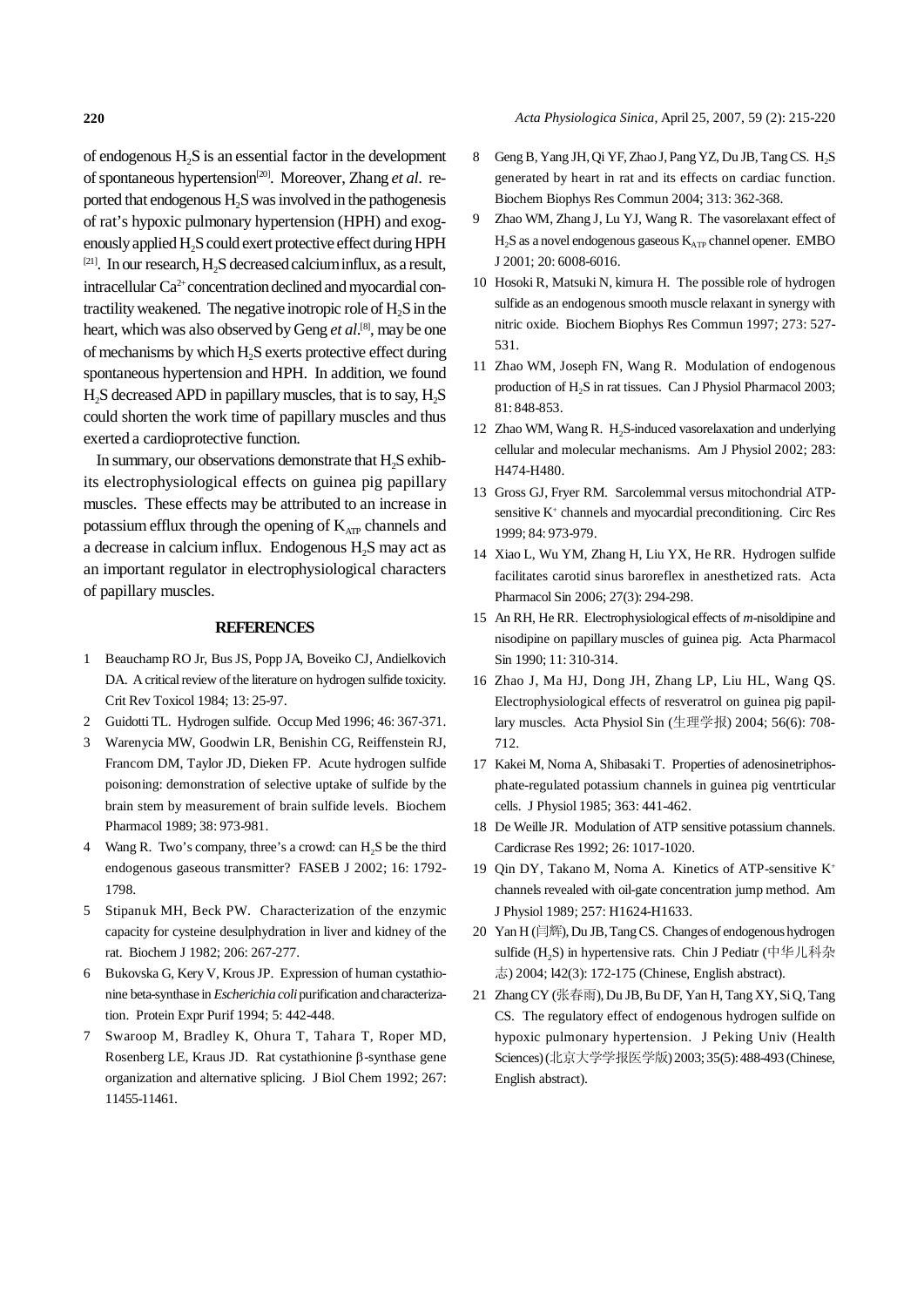of endogenous $H_2S$ is an essential factor in the development of spontaneous hypertension[20]. Moreover, Zhang *et al*. reported that endogenous $H_2S$ was involved in the pathogenesis of rat's hypoxic pulmonary hypertension (HPH) and exogenously applied $H_2S$ could exert protective effect during HPH [21]. In our research, $H_2S$ decreased calcium influx, as a result, intracellular $Ca^{2+}$ concentration declined and myocardial contractility weakened. The negative inotropic role of $H_2S$ in the heart, which was also observed by Geng *et al*.[8], may be one of mechanisms by which $H_2S$ exerts protective effect during spontaneous hypertension and HPH. In addition, we found $H_2S$ decreased APD in papillary muscles, that is to say, $H_2S$ could shorten the work time of papillary muscles and thus exerted a cardioprotective function.

In summary, our observations demonstrate that $H_2S$ exhibits electrophysiological effects on guinea pig papillary muscles. These effects may be attributed to an increase in potassium efflux through the opening of $K_{ATP}$ channels and a decrease in calcium influx. Endogenous $H_2S$ may act as an important regulator in electrophysiological characters of papillary muscles.

## REFERENCES

1 Beauchamp RO Jr, Bus JS, Popp JA, Boveiko CJ, Andielkovich DA. A critical review of the literature on hydrogen sulfide toxicity. Crit Rev Toxicol 1984; 13: 25-97.

2 Guidotti TL. Hydrogen sulfide. Occup Med 1996; 46: 367-371.

3 Warenycia MW, Goodwin LR, Benishin CG, Reiffenstein RJ, Francom DM, Taylor JD, Dieken FP. Acute hydrogen sulfide poisoning: demonstration of selective uptake of sulfide by the brain stem by measurement of brain sulfide levels. Biochem Pharmacol 1989; 38: 973-981.

4 Wang R. Two's company, three's a crowd: can $H_2S$ be the third endogenous gaseous transmitter? FASEB J 2002; 16: 1792-1798.

5 Stipanuk MH, Beck PW. Characterization of the enzymic capacity for cysteine desulphydration in liver and kidney of the rat. Biochem J 1982; 206: 267-277.

6 Bukovska G, Kery V, Krous JP. Expression of human cystathionine beta-synthase in *Escherichia coli* purification and characterization. Protein Expr Purif 1994; 5: 442-448.

7 Swaroop M, Bradley K, Ohura T, Tahara T, Roper MD, Rosenberg LE, Kraus JD. Rat cystathionine β-synthase gene organization and alternative splicing. J Biol Chem 1992; 267: 11455-11461.

8 Geng B, Yang JH, Qi YF, Zhao J, Pang YZ, Du JB, Tang CS. $H_2S$ generated by heart in rat and its effects on cardiac function. Biochem Biophys Res Commun 2004; 313: 362-368.

9 Zhao WM, Zhang J, Lu YJ, Wang R. The vasorelaxant effect of $H_2S$ as a novel endogenous gaseous $K_{ATP}$ channel opener. EMBO J 2001; 20: 6008-6016.

10 Hosoki R, Matsuki N, kimura H. The possible role of hydrogen sulfide as an endogenous smooth muscle relaxant in synergy with nitric oxide. Biochem Biophys Res Commun 1997; 273: 527-531.

11 Zhao WM, Joseph FN, Wang R. Modulation of endogenous production of $H_2S$ in rat tissues. Can J Physiol Pharmacol 2003; 81: 848-853.

12 Zhao WM, Wang R. $H_2S$-induced vasorelaxation and underlying cellular and molecular mechanisms. Am J Physiol 2002; 283: H474-H480.

13 Gross GJ, Fryer RM. Sarcolemmal versus mitochondrial ATP-sensitive $K^+$ channels and myocardial preconditioning. Circ Res 1999; 84: 973-979.

14 Xiao L, Wu YM, Zhang H, Liu YX, He RR. Hydrogen sulfide facilitates carotid sinus baroreflex in anesthetized rats. Acta Pharmacol Sin 2006; 27(3): 294-298.

15 An RH, He RR. Electrophysiological effects of *m*-nisoldipine and nisodipine on papillary muscles of guinea pig. Acta Pharmacol Sin 1990; 11: 310-314.

16 Zhao J, Ma HJ, Dong JH, Zhang LP, Liu HL, Wang QS. Electrophysiological effects of resveratrol on guinea pig papillary muscles. Acta Physiol Sin (生理学报) 2004; 56(6): 708-712.

17 Kakei M, Noma A, Shibasaki T. Properties of adenosinetriphosphate-regulated potassium channels in guinea pig ventrticular cells. J Physiol 1985; 363: 441-462.

18 De Weille JR. Modulation of ATP sensitive potassium channels. Cardicrase Res 1992; 26: 1017-1020.

19 Qin DY, Takano M, Noma A. Kinetics of ATP-sensitive $K^+$ channels revealed with oil-gate concentration jump method. Am J Physiol 1989; 257: H1624-H1633.

20 Yan H (闫辉), Du JB, Tang CS. Changes of endogenous hydrogen sulfide ($H_2S$) in hypertensive rats. Chin J Pediatr (中华儿科杂志) 2004; l42(3): 172-175 (Chinese, English abstract).

21 Zhang CY (张春雨), Du JB, Bu DF, Yan H, Tang XY, Si Q, Tang CS. The regulatory effect of endogenous hydrogen sulfide on hypoxic pulmonary hypertension. J Peking Univ (Health Sciences) (北京大学学报医学版) 2003; 35(5): 488-493 (Chinese, English abstract).